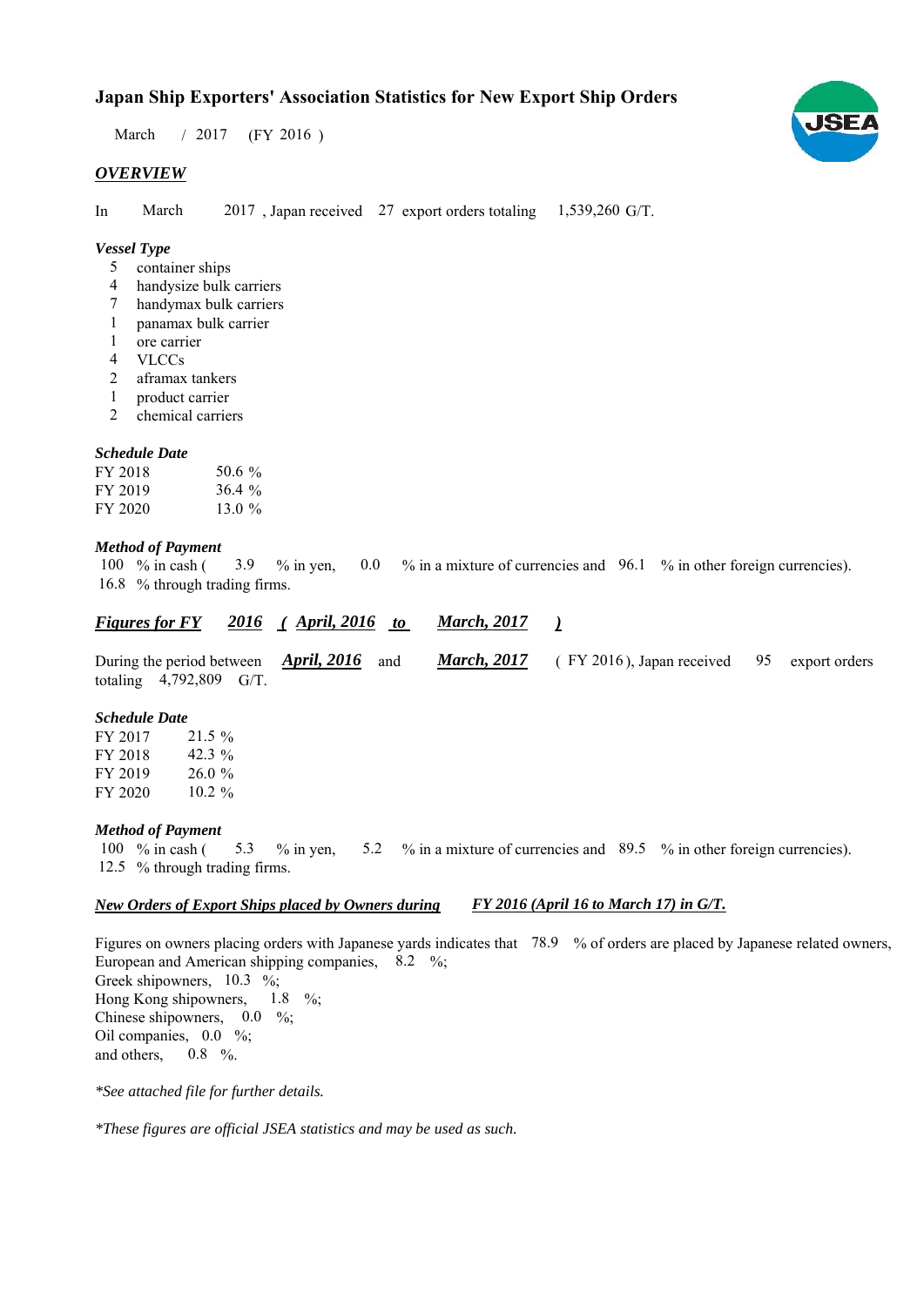# Japan Ship Exporters' Association Statistics for New Export Ship Orders

March / 2017 (FY 2016 )

## *OVERVIEW*

In March 2017 , Japan received 27 export orders totaling 1,539,260 G/T.

### *Vessel Type*

- 5 container ships
- 4 handysize bulk carriers
- 7 handymax bulk carriers
- 1 panamax bulk carrier
- 1 ore carrier
- 4 VLCCs
- 2 aframax tankers
- 1 product carrier
- 2 chemical carriers

### *Schedule Date*

| | |
|---|---|
| FY 2018 | 50.6 % |
| FY 2019 | 36.4 % |
| FY 2020 | 13.0 % |

### *Method of Payment*

100 % in cash ( 3.9 % in yen, 0.0 % in a mixture of currencies and 96.1 % in other foreign currencies).
16.8 % through trading firms.

## ***Figures for FY 2016 ( April, 2016 to March, 2017 )***

During the period between ***April, 2016*** and ***March, 2017*** ( FY 2016 ), Japan received 95 export orders totaling 4,792,809 G/T.

### *Schedule Date*

| | |
|---|---|
| FY 2017 | 21.5 % |
| FY 2018 | 42.3 % |
| FY 2019 | 26.0 % |
| FY 2020 | 10.2 % |

### *Method of Payment*

100 % in cash ( 5.3 % in yen, 5.2 % in a mixture of currencies and 89.5 % in other foreign currencies).
12.5 % through trading firms.

## ***New Orders of Export Ships placed by Owners during FY 2016 (April 16 to March 17) in G/T.***

Figures on owners placing orders with Japanese yards indicates that 78.9 % of orders are placed by Japanese related owners,
European and American shipping companies, 8.2 %;
Greek shipowners, 10.3 %;
Hong Kong shipowners, 1.8 %;
Chinese shipowners, 0.0 %;
Oil companies, 0.0 %;
and others, 0.8 %.

*\*See attached file for further details.*

*\*These figures are official JSEA statistics and may be used as such.*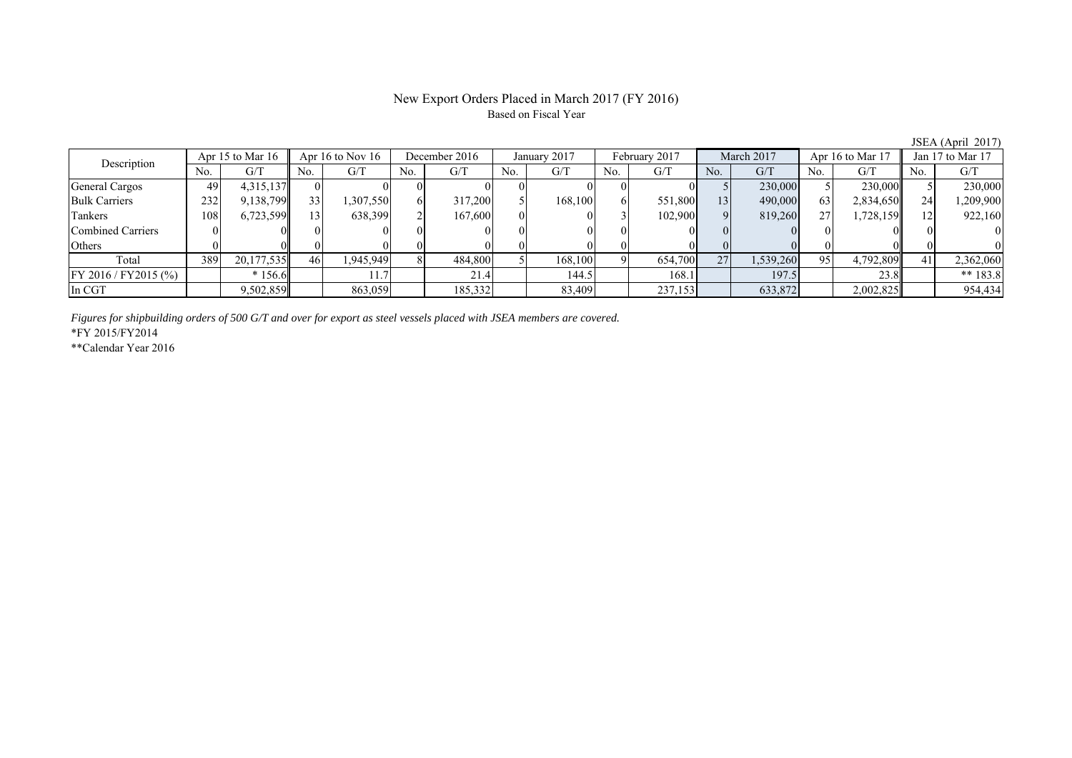# New Export Orders Placed in March 2017 (FY 2016)

Based on Fiscal Year

JSEA (April 2017)

| Description | Apr 15 to Mar 16 | | Apr 16 to Nov 16 | | December 2016 | | January 2017 | | February 2017 | | March 2017 | | Apr 16 to Mar 17 | | Jan 17 to Mar 17 | |
|---|---|---|---|---|---|---|---|---|---|---|---|---|---|---|---|---|
| | No. | G/T | No. | G/T | No. | G/T | No. | G/T | No. | G/T | No. | G/T | No. | G/T | No. | G/T |
| General Cargos | 49 | 4,315,137 | 0 | 0 | 0 | 0 | 0 | 0 | 0 | 0 | 5 | 230,000 | 5 | 230,000 | 5 | 230,000 |
| Bulk Carriers | 232 | 9,138,799 | 33 | 1,307,550 | 6 | 317,200 | 5 | 168,100 | 6 | 551,800 | 13 | 490,000 | 63 | 2,834,650 | 24 | 1,209,900 |
| Tankers | 108 | 6,723,599 | 13 | 638,399 | 2 | 167,600 | 0 | 0 | 3 | 102,900 | 9 | 819,260 | 27 | 1,728,159 | 12 | 922,160 |
| Combined Carriers | 0 | 0 | 0 | 0 | 0 | 0 | 0 | 0 | 0 | 0 | 0 | 0 | 0 | 0 | 0 | 0 |
| Others | 0 | 0 | 0 | 0 | 0 | 0 | 0 | 0 | 0 | 0 | 0 | 0 | 0 | 0 | 0 | 0 |
| Total | 389 | 20,177,535 | 46 | 1,945,949 | 8 | 484,800 | 5 | 168,100 | 9 | 654,700 | 27 | 1,539,260 | 95 | 4,792,809 | 41 | 2,362,060 |
| FY 2016 / FY2015 (%) | | * 156.6 | | 11.7 | | 21.4 | | 144.5 | | 168.1 | | 197.5 | | 23.8 | | ** 183.8 |
| In CGT | | 9,502,859 | | 863,059 | | 185,332 | | 83,409 | | 237,153 | | 633,872 | | 2,002,825 | | 954,434 |

*Figures for shipbuilding orders of 500 G/T and over for export as steel vessels placed with JSEA members are covered.*

*FY 2015/FY2014

**Calendar Year 2016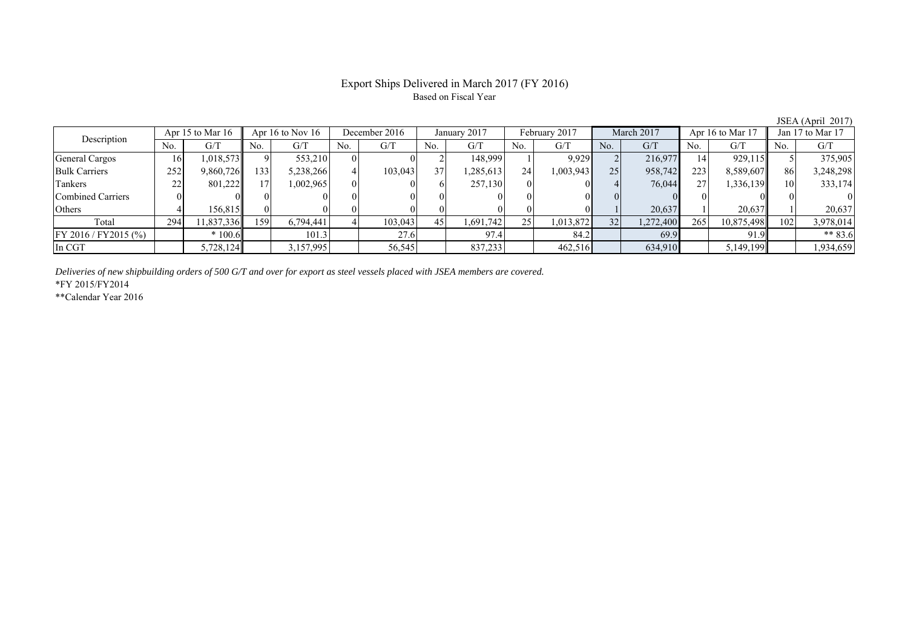# Export Ships Delivered in March 2017 (FY 2016)

Based on Fiscal Year

JSEA (April 2017)

| Description | Apr 15 to Mar 16 | | Apr 16 to Nov 16 | | December 2016 | | January 2017 | | February 2017 | | March 2017 | | Apr 16 to Mar 17 | | Jan 17 to Mar 17 | |
|---|---|---|---|---|---|---|---|---|---|---|---|---|---|---|---|---|
| | No. | G/T | No. | G/T | No. | G/T | No. | G/T | No. | G/T | No. | G/T | No. | G/T | No. | G/T |
| General Cargos | 16 | 1,018,573 | 9 | 553,210 | 0 | 0 | 2 | 148,999 | 1 | 9,929 | 2 | 216,977 | 14 | 929,115 | 5 | 375,905 |
| Bulk Carriers | 252 | 9,860,726 | 133 | 5,238,266 | 4 | 103,043 | 37 | 1,285,613 | 24 | 1,003,943 | 25 | 958,742 | 223 | 8,589,607 | 86 | 3,248,298 |
| Tankers | 22 | 801,222 | 17 | 1,002,965 | 0 | 0 | 6 | 257,130 | 0 | 0 | 4 | 76,044 | 27 | 1,336,139 | 10 | 333,174 |
| Combined Carriers | 0 | 0 | 0 | 0 | 0 | 0 | 0 | 0 | 0 | 0 | 0 | 0 | 0 | 0 | 0 | 0 |
| Others | 4 | 156,815 | 0 | 0 | 0 | 0 | 0 | 0 | 0 | 0 | 1 | 20,637 | 1 | 20,637 | 1 | 20,637 |
| Total | 294 | 11,837,336 | 159 | 6,794,441 | 4 | 103,043 | 45 | 1,691,742 | 25 | 1,013,872 | 32 | 1,272,400 | 265 | 10,875,498 | 102 | 3,978,014 |
| FY 2016 / FY2015 (%) | | * 100.6 | | 101.3 | | 27.6 | | 97.4 | | 84.2 | | 69.9 | | 91.9 | | ** 83.6 |
| In CGT | | 5,728,124 | | 3,157,995 | | 56,545 | | 837,233 | | 462,516 | | 634,910 | | 5,149,199 | | 1,934,659 |

*Deliveries of new shipbuilding orders of 500 G/T and over for export as steel vessels placed with JSEA members are covered.*

*FY 2015/FY2014

**Calendar Year 2016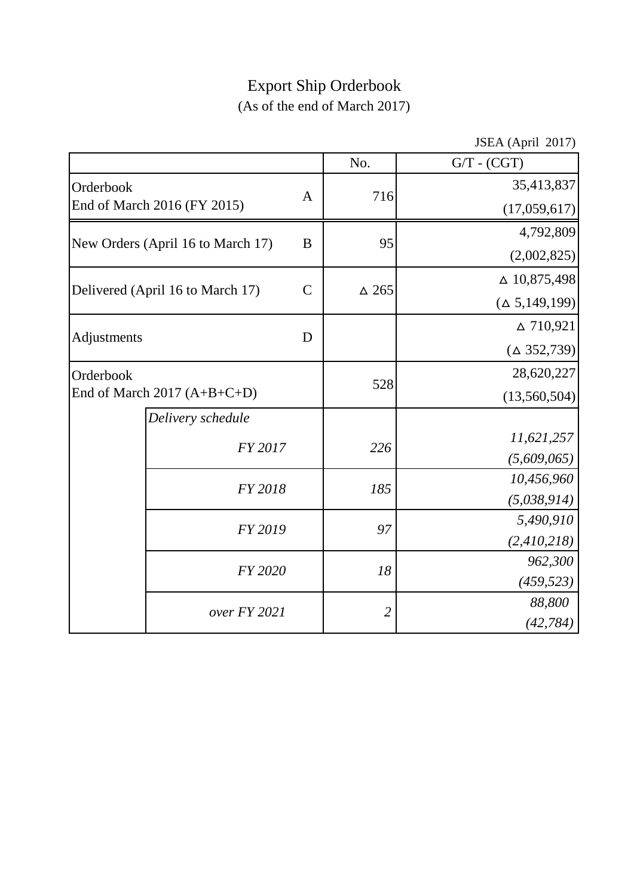# Export Ship Orderbook

(As of the end of March 2017)

JSEA (April 2017)

| | | | No. | G/T - (CGT) |
|---|---|---|---|---|
| Orderbook<br>End of March 2016 (FY 2015) | | A | 716 | 35,413,837<br>(17,059,617) |
| New Orders (April 16 to March 17) | | B | 95 | 4,792,809<br>(2,002,825) |
| Delivered (April 16 to March 17) | | C | ∆ 265 | ∆ 10,875,498<br>(∆ 5,149,199) |
| Adjustments | | D | | ∆ 710,921<br>(∆ 352,739) |
| Orderbook<br>End of March 2017 (A+B+C+D) | | | 528 | 28,620,227<br>(13,560,504) |
| | *Delivery schedule*<br>*FY 2017* | | *226* | *11,621,257*<br>*(5,609,065)* |
| | *FY 2018* | | *185* | *10,456,960*<br>*(5,038,914)* |
| | *FY 2019* | | *97* | *5,490,910*<br>*(2,410,218)* |
| | *FY 2020* | | *18* | *962,300*<br>*(459,523)* |
| | *over FY 2021* | | *2* | *88,800*<br>*(42,784)* |